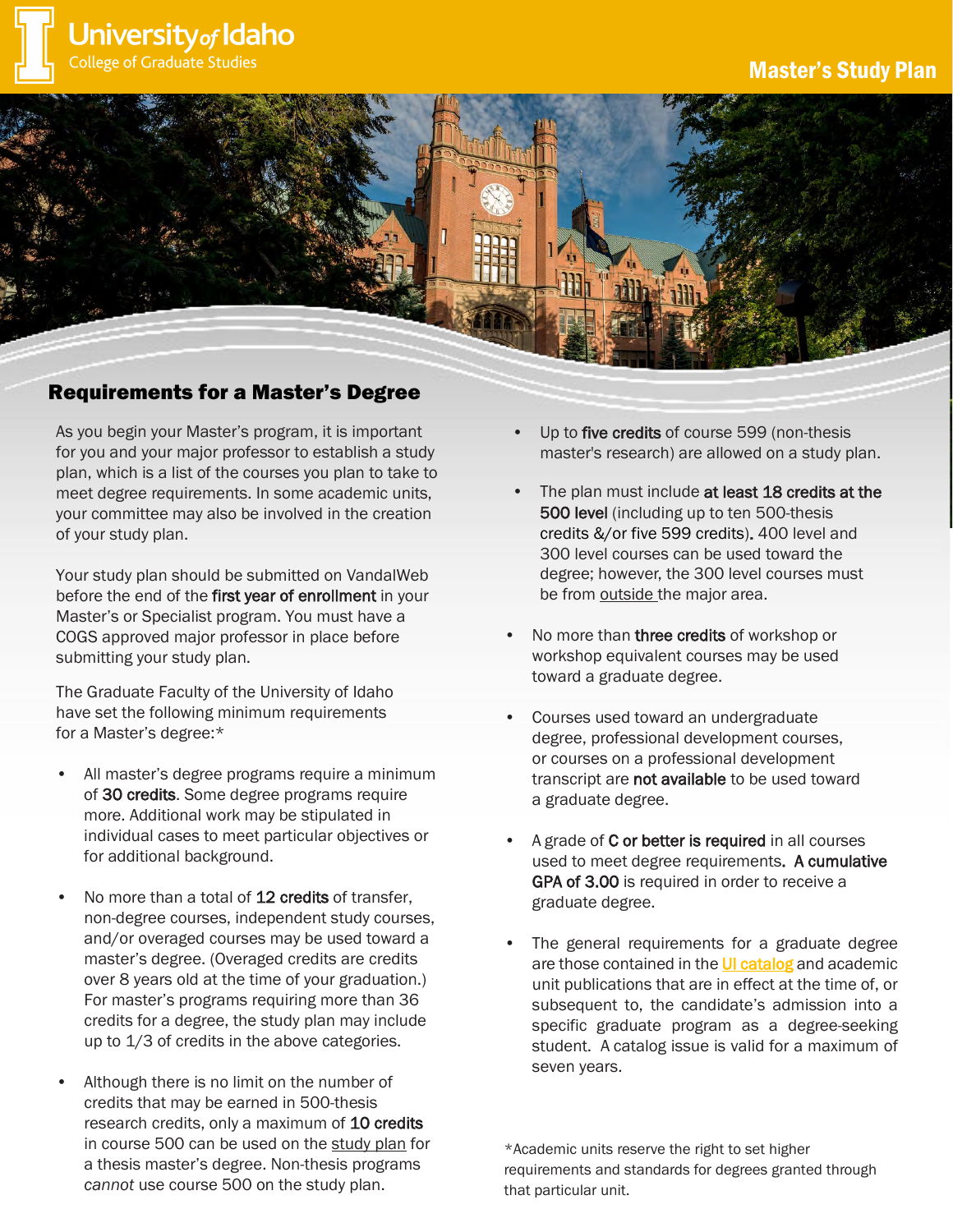University of Idaho
College of Graduate Studies

# Master's Study Plan

## Requirements for a Master's Degree

As you begin your Master's program, it is important for you and your major professor to establish a study plan, which is a list of the courses you plan to take to meet degree requirements. In some academic units, your committee may also be involved in the creation of your study plan.

Your study plan should be submitted on VandalWeb before the end of the **first year of enrollment** in your Master's or Specialist program. You must have a COGS approved major professor in place before submitting your study plan.

The Graduate Faculty of the University of Idaho have set the following minimum requirements for a Master's degree:*

- All master's degree programs require a minimum of **30 credits**. Some degree programs require more. Additional work may be stipulated in individual cases to meet particular objectives or for additional background.
- No more than a total of **12 credits** of transfer, non-degree courses, independent study courses, and/or overaged courses may be used toward a master's degree. (Overaged credits are credits over 8 years old at the time of your graduation.) For master's programs requiring more than 36 credits for a degree, the study plan may include up to 1/3 of credits in the above categories.
- Although there is no limit on the number of credits that may be earned in 500-thesis research credits, only a maximum of **10 credits** in course 500 can be used on the study plan for a thesis master's degree. Non-thesis programs *cannot* use course 500 on the study plan.
- Up to **five credits** of course 599 (non-thesis master's research) are allowed on a study plan.
- The plan must include **at least 18 credits at the 500 level** (including up to ten 500-thesis credits &/or five 599 credits). 400 level and 300 level courses can be used toward the degree; however, the 300 level courses must be from outside the major area.
- No more than **three credits** of workshop or workshop equivalent courses may be used toward a graduate degree.
- Courses used toward an undergraduate degree, professional development courses, or courses on a professional development transcript are **not available** to be used toward a graduate degree.
- A grade of **C or better is required** in all courses used to meet degree requirements. **A cumulative GPA of 3.00** is required in order to receive a graduate degree.
- The general requirements for a graduate degree are those contained in the UI catalog and academic unit publications that are in effect at the time of, or subsequent to, the candidate's admission into a specific graduate program as a degree-seeking student. A catalog issue is valid for a maximum of seven years.

*Academic units reserve the right to set higher requirements and standards for degrees granted through that particular unit.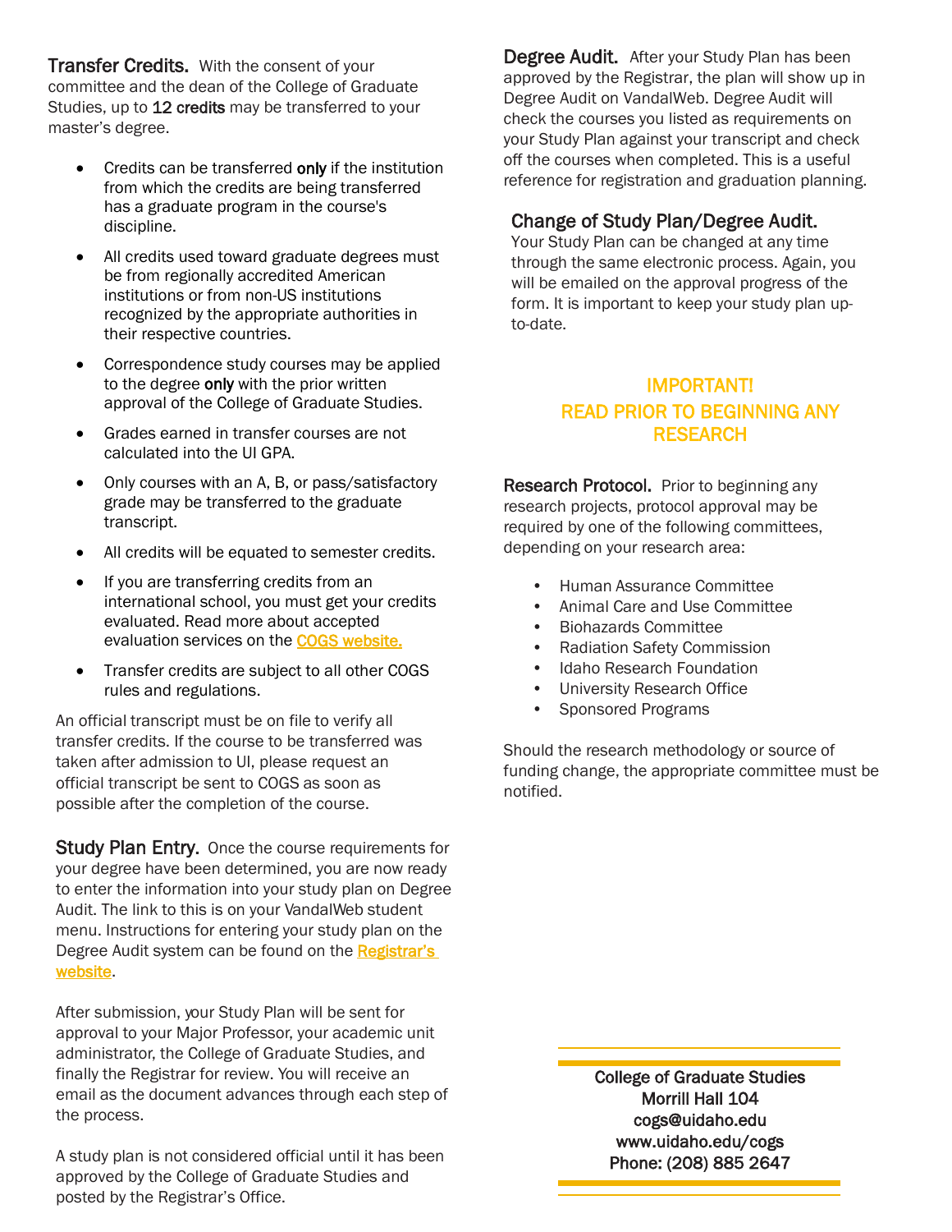**Transfer Credits.** With the consent of your committee and the dean of the College of Graduate Studies, up to **12 credits** may be transferred to your master's degree.

- Credits can be transferred **only** if the institution from which the credits are being transferred has a graduate program in the course's discipline.
- All credits used toward graduate degrees must be from regionally accredited American institutions or from non-US institutions recognized by the appropriate authorities in their respective countries.
- Correspondence study courses may be applied to the degree **only** with the prior written approval of the College of Graduate Studies.
- Grades earned in transfer courses are not calculated into the UI GPA.
- Only courses with an A, B, or pass/satisfactory grade may be transferred to the graduate transcript.
- All credits will be equated to semester credits.
- If you are transferring credits from an international school, you must get your credits evaluated. Read more about accepted evaluation services on the COGS website.
- Transfer credits are subject to all other COGS rules and regulations.

An official transcript must be on file to verify all transfer credits. If the course to be transferred was taken after admission to UI, please request an official transcript be sent to COGS as soon as possible after the completion of the course.

**Study Plan Entry.** Once the course requirements for your degree have been determined, you are now ready to enter the information into your study plan on Degree Audit. The link to this is on your VandalWeb student menu. Instructions for entering your study plan on the Degree Audit system can be found on the Registrar's website.

After submission, your Study Plan will be sent for approval to your Major Professor, your academic unit administrator, the College of Graduate Studies, and finally the Registrar for review. You will receive an email as the document advances through each step of the process.

A study plan is not considered official until it has been approved by the College of Graduate Studies and posted by the Registrar's Office.

**Degree Audit.** After your Study Plan has been approved by the Registrar, the plan will show up in Degree Audit on VandalWeb. Degree Audit will check the courses you listed as requirements on your Study Plan against your transcript and check off the courses when completed. This is a useful reference for registration and graduation planning.

**Change of Study Plan/Degree Audit.**
Your Study Plan can be changed at any time through the same electronic process. Again, you will be emailed on the approval progress of the form. It is important to keep your study plan up-to-date.

## IMPORTANT!
## READ PRIOR TO BEGINNING ANY RESEARCH

**Research Protocol.** Prior to beginning any research projects, protocol approval may be required by one of the following committees, depending on your research area:

- Human Assurance Committee
- Animal Care and Use Committee
- Biohazards Committee
- Radiation Safety Commission
- Idaho Research Foundation
- University Research Office
- Sponsored Programs

Should the research methodology or source of funding change, the appropriate committee must be notified.

**College of Graduate Studies**
**Morrill Hall 104**
**cogs@uidaho.edu**
**www.uidaho.edu/cogs**
**Phone: (208) 885 2647**